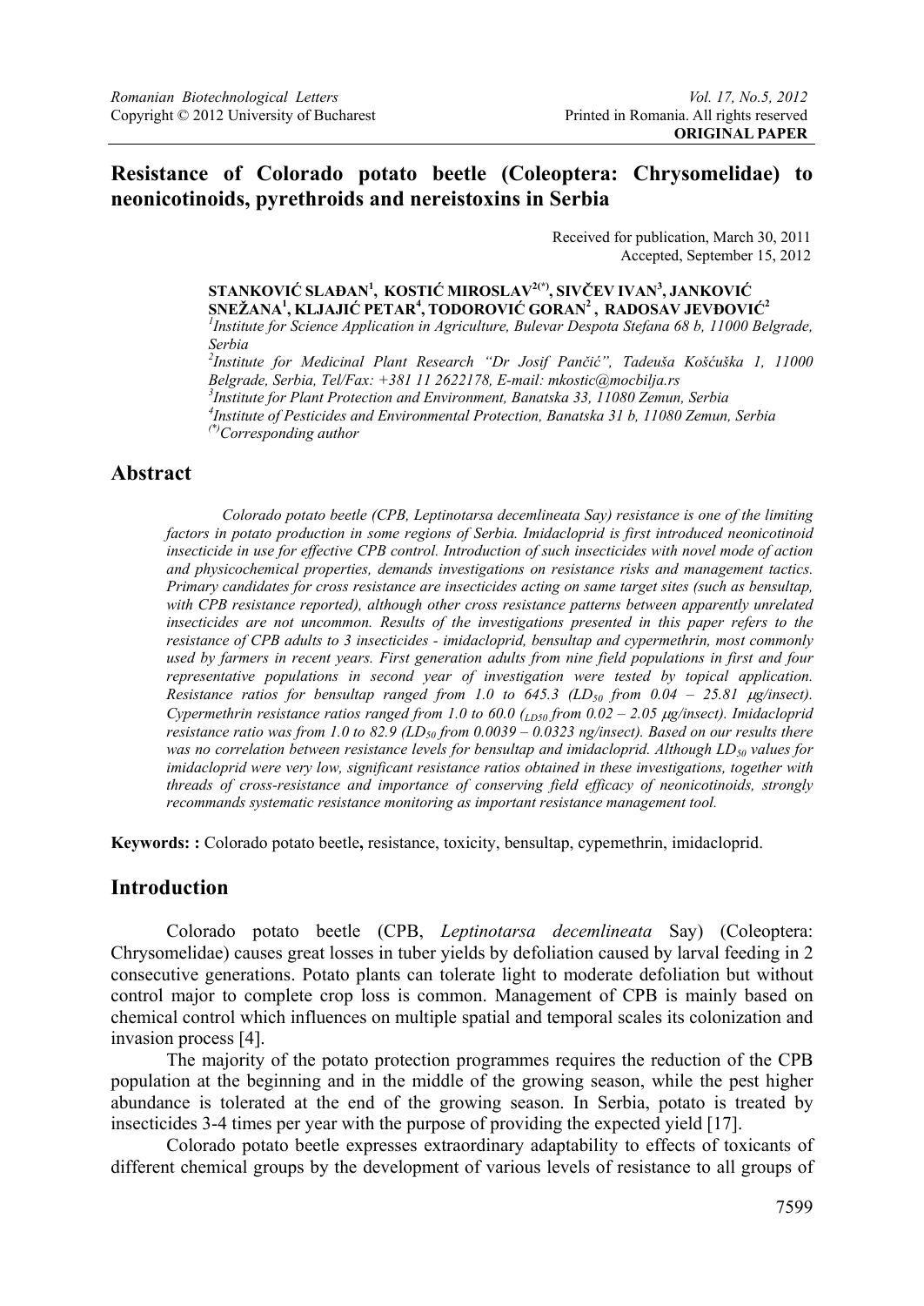**ORIGINAL PAPER**

# Resistance of Colorado potato beetle (Coleoptera: Chrysomelidae) to neonicotinoids, pyrethroids and nereistoxins in Serbia

Received for publication, March 30, 2011
Accepted, September 15, 2012

**STANKOVIĆ SLAĐAN[1], KOSTIĆ MIROSLAV[2(*)], SIVČEV IVAN[3], JANKOVIĆ SNEŽANA[1], KLJAJIĆ PETAR[4], TODOROVIĆ GORAN[2], RADOSAV JEVĐOVIĆ[2]**

[1]*Institute for Science Application in Agriculture, Bulevar Despota Stefana 68 b, 11000 Belgrade, Serbia*
[2]*Institute for Medicinal Plant Research "Dr Josif Pančić", Tadeuša Košćuška 1, 11000 Belgrade, Serbia, Tel/Fax: +381 11 2622178, E-mail: mkostic@mocbilja.rs*
[3]*Institute for Plant Protection and Environment, Banatska 33, 11080 Zemun, Serbia*
[4]*Institute of Pesticides and Environmental Protection, Banatska 31 b, 11080 Zemun, Serbia*
[(*)]*Corresponding author*

## Abstract

*Colorado potato beetle (CPB, Leptinotarsa decemlineata Say) resistance is one of the limiting factors in potato production in some regions of Serbia. Imidacloprid is first introduced neonicotinoid insecticide in use for effective CPB control. Introduction of such insecticides with novel mode of action and physicochemical properties, demands investigations on resistance risks and management tactics. Primary candidates for cross resistance are insecticides acting on same target sites (such as bensultap, with CPB resistance reported), although other cross resistance patterns between apparently unrelated insecticides are not uncommon. Results of the investigations presented in this paper refers to the resistance of CPB adults to 3 insecticides - imidacloprid, bensultap and cypermethrin, most commonly used by farmers in recent years. First generation adults from nine field populations in first and four representative populations in second year of investigation were tested by topical application. Resistance ratios for bensultap ranged from 1.0 to 645.3 ($LD_{50}$ from 0.04 – 25.81 μg/insect). Cypermethrin resistance ratios ranged from 1.0 to 60.0 ($LD_{50}$ from 0.02 – 2.05 μg/insect). Imidacloprid resistance ratio was from 1.0 to 82.9 ($LD_{50}$ from 0.0039 – 0.0323 ng/insect). Based on our results there was no correlation between resistance levels for bensultap and imidacloprid. Although $LD_{50}$ values for imidacloprid were very low, significant resistance ratios obtained in these investigations, together with threads of cross-resistance and importance of conserving field efficacy of neonicotinoids, strongly recommands systematic resistance monitoring as important resistance management tool.*

**Keywords: :** Colorado potato beetle**,** resistance, toxicity, bensultap, cypemethrin, imidacloprid.

## Introduction

Colorado potato beetle (CPB, *Leptinotarsa decemlineata* Say) (Coleoptera: Chrysomelidae) causes great losses in tuber yields by defoliation caused by larval feeding in 2 consecutive generations. Potato plants can tolerate light to moderate defoliation but without control major to complete crop loss is common. Management of CPB is mainly based on chemical control which influences on multiple spatial and temporal scales its colonization and invasion process [4].

The majority of the potato protection programmes requires the reduction of the CPB population at the beginning and in the middle of the growing season, while the pest higher abundance is tolerated at the end of the growing season. In Serbia, potato is treated by insecticides 3-4 times per year with the purpose of providing the expected yield [17].

Colorado potato beetle expresses extraordinary adaptability to effects of toxicants of different chemical groups by the development of various levels of resistance to all groups of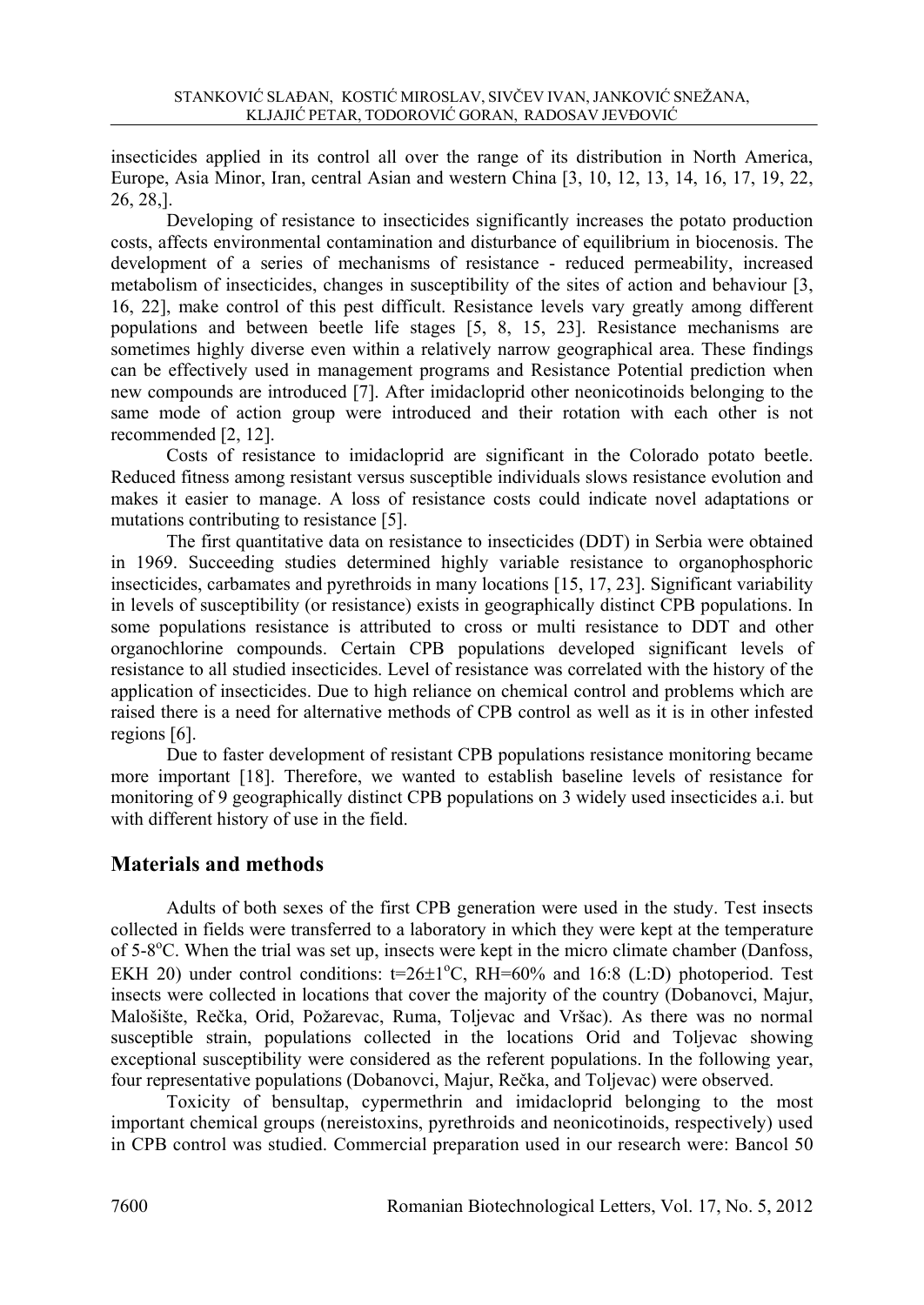insecticides applied in its control all over the range of its distribution in North America, Europe, Asia Minor, Iran, central Asian and western China [3, 10, 12, 13, 14, 16, 17, 19, 22, 26, 28,].

Developing of resistance to insecticides significantly increases the potato production costs, affects environmental contamination and disturbance of equilibrium in biocenosis. The development of a series of mechanisms of resistance - reduced permeability, increased metabolism of insecticides, changes in susceptibility of the sites of action and behaviour [3, 16, 22], make control of this pest difficult. Resistance levels vary greatly among different populations and between beetle life stages [5, 8, 15, 23]. Resistance mechanisms are sometimes highly diverse even within a relatively narrow geographical area. These findings can be effectively used in management programs and Resistance Potential prediction when new compounds are introduced [7]. After imidacloprid other neonicotinoids belonging to the same mode of action group were introduced and their rotation with each other is not recommended [2, 12].

Costs of resistance to imidacloprid are significant in the Colorado potato beetle. Reduced fitness among resistant versus susceptible individuals slows resistance evolution and makes it easier to manage. A loss of resistance costs could indicate novel adaptations or mutations contributing to resistance [5].

The first quantitative data on resistance to insecticides (DDT) in Serbia were obtained in 1969. Succeeding studies determined highly variable resistance to organophosphoric insecticides, carbamates and pyrethroids in many locations [15, 17, 23]. Significant variability in levels of susceptibility (or resistance) exists in geographically distinct CPB populations. In some populations resistance is attributed to cross or multi resistance to DDT and other organochlorine compounds. Certain CPB populations developed significant levels of resistance to all studied insecticides. Level of resistance was correlated with the history of the application of insecticides. Due to high reliance on chemical control and problems which are raised there is a need for alternative methods of CPB control as well as it is in other infested regions [6].

Due to faster development of resistant CPB populations resistance monitoring became more important [18]. Therefore, we wanted to establish baseline levels of resistance for monitoring of 9 geographically distinct CPB populations on 3 widely used insecticides a.i. but with different history of use in the field.

## Materials and methods

Adults of both sexes of the first CPB generation were used in the study. Test insects collected in fields were transferred to a laboratory in which they were kept at the temperature of 5-8$^{o}$C. When the trial was set up, insects were kept in the micro climate chamber (Danfoss, EKH 20) under control conditions: t=26±1$^{o}$C, RH=60% and 16:8 (L:D) photoperiod. Test insects were collected in locations that cover the majority of the country (Dobanovci, Majur, Malošište, Rečka, Orid, Požarevac, Ruma, Toljevac and Vršac). As there was no normal susceptible strain, populations collected in the locations Orid and Toljevac showing exceptional susceptibility were considered as the referent populations. In the following year, four representative populations (Dobanovci, Majur, Rečka, and Toljevac) were observed.

Toxicity of bensultap, cypermethrin and imidacloprid belonging to the most important chemical groups (nereistoxins, pyrethroids and neonicotinoids, respectively) used in CPB control was studied. Commercial preparation used in our research were: Bancol 50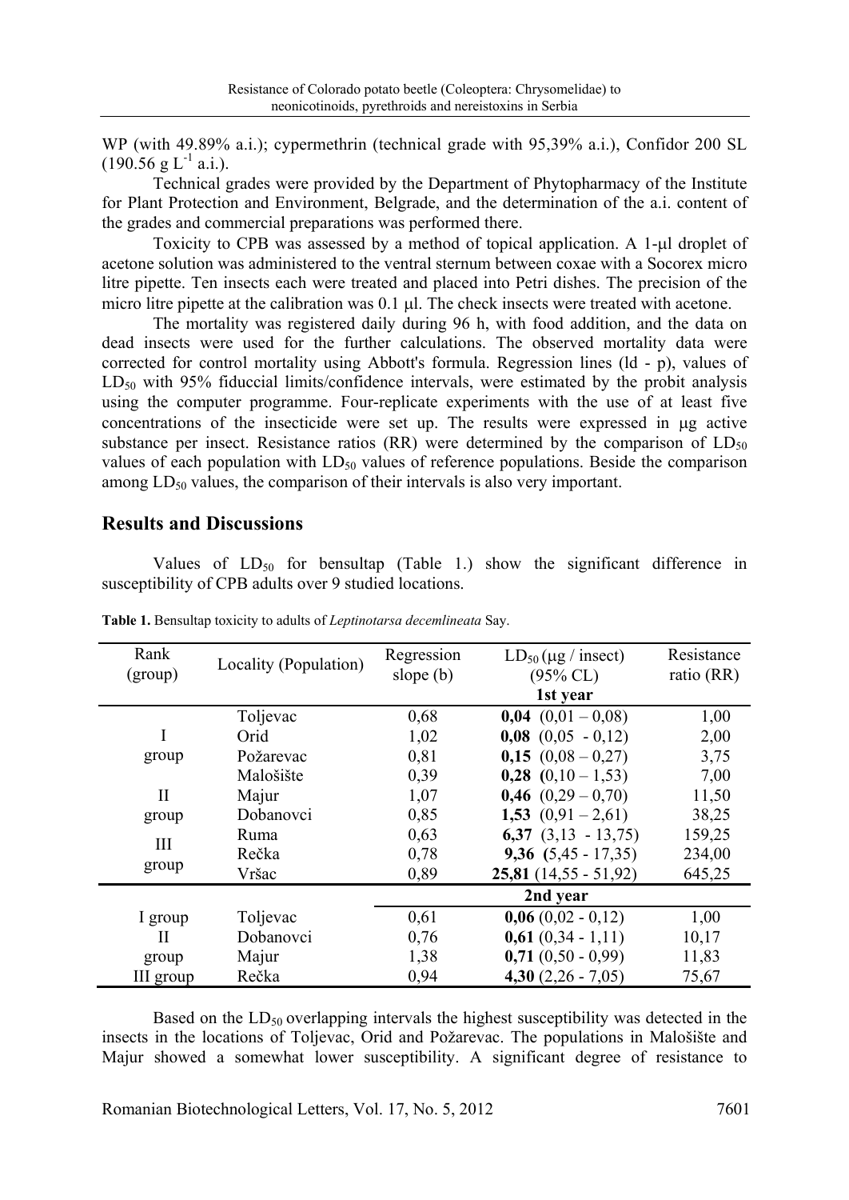WP (with 49.89% a.i.); cypermethrin (technical grade with 95,39% a.i.), Confidor 200 SL (190.56 g $L^{-1}$ a.i.).

Technical grades were provided by the Department of Phytopharmacy of the Institute for Plant Protection and Environment, Belgrade, and the determination of the a.i. content of the grades and commercial preparations was performed there.

Toxicity to CPB was assessed by a method of topical application. A 1-μl droplet of acetone solution was administered to the ventral sternum between coxae with a Socorex micro litre pipette. Ten insects each were treated and placed into Petri dishes. The precision of the micro litre pipette at the calibration was 0.1 μl. The check insects were treated with acetone.

The mortality was registered daily during 96 h, with food addition, and the data on dead insects were used for the further calculations. The observed mortality data were corrected for control mortality using Abbott's formula. Regression lines (ld - p), values of $LD_{50}$ with 95% fiduccial limits/confidence intervals, were estimated by the probit analysis using the computer programme. Four-replicate experiments with the use of at least five concentrations of the insecticide were set up. The results were expressed in μg active substance per insect. Resistance ratios (RR) were determined by the comparison of $LD_{50}$ values of each population with $LD_{50}$ values of reference populations. Beside the comparison among $LD_{50}$ values, the comparison of their intervals is also very important.

## Results and Discussions

Values of $LD_{50}$ for bensultap (Table 1.) show the significant difference in susceptibility of CPB adults over 9 studied locations.

**Table 1.** Bensultap toxicity to adults of *Leptinotarsa decemlineata* Say.

| Rank (group) | Locality (Population) | Regression slope (b) | $LD_{50}$ (μg / insect) (95% CL) | Resistance ratio (RR) |
|---|---|---|---|---|
| | | | **1st year** | |
| I group | Toljevac | 0,68 | **0,04** (0,01 – 0,08) | 1,00 |
| | Orid | 1,02 | **0,08** (0,05 - 0,12) | 2,00 |
| | Požarevac | 0,81 | **0,15** (0,08 – 0,27) | 3,75 |
| II group | Mološište | 0,39 | **0,28** (0,10 – 1,53) | 7,00 |
| | Majur | 1,07 | **0,46** (0,29 – 0,70) | 11,50 |
| | Dobanovci | 0,85 | **1,53** (0,91 – 2,61) | 38,25 |
| III group | Ruma | 0,63 | **6,37** (3,13 - 13,75) | 159,25 |
| | Rečka | 0,78 | **9,36** (5,45 - 17,35) | 234,00 |
| | Vršac | 0,89 | **25,81** (14,55 - 51,92) | 645,25 |
| | | | **2nd year** | |
| I group | Toljevac | 0,61 | **0,06** (0,02 - 0,12) | 1,00 |
| II group | Dobanovci | 0,76 | **0,61** (0,34 - 1,11) | 10,17 |
| | Majur | 1,38 | **0,71** (0,50 - 0,99) | 11,83 |
| III group | Rečka | 0,94 | **4,30** (2,26 - 7,05) | 75,67 |

Based on the $LD_{50}$ overlapping intervals the highest susceptibility was detected in the insects in the locations of Toljevac, Orid and Požarevac. The populations in Mološište and Majur showed a somewhat lower susceptibility. A significant degree of resistance to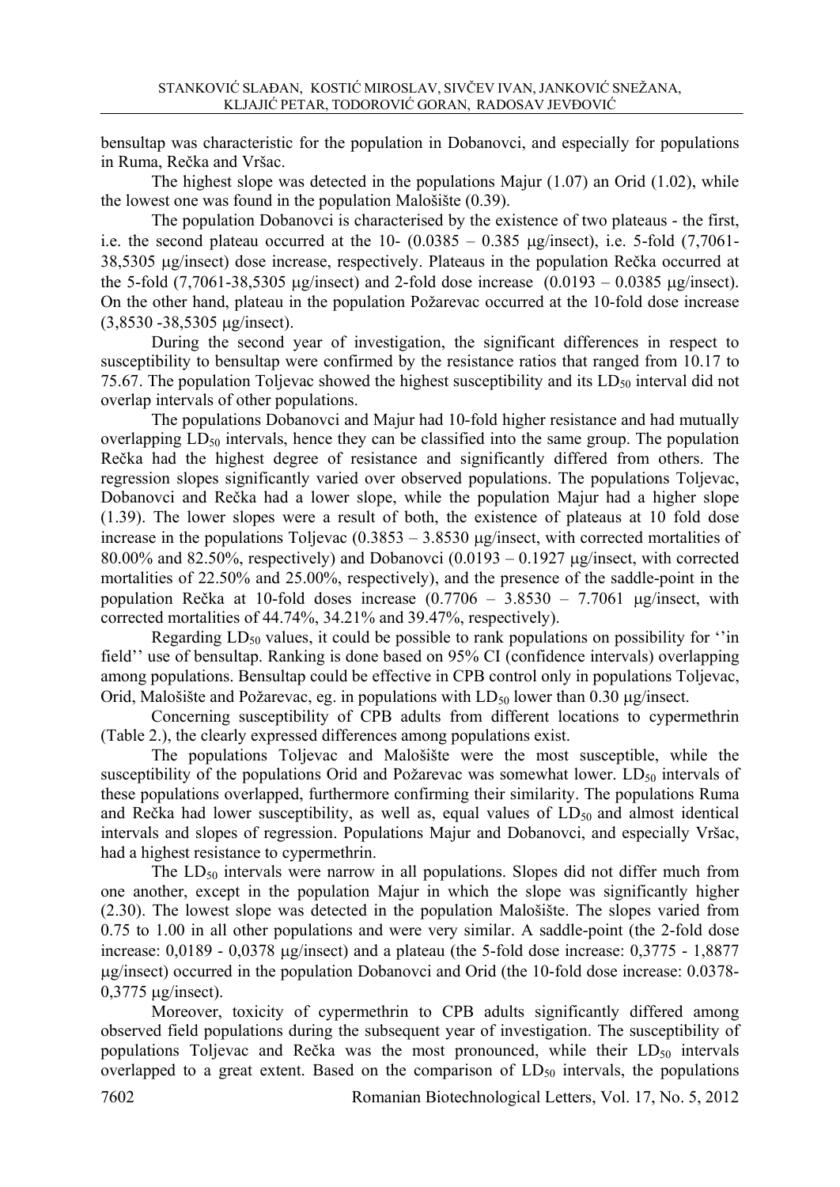bensultap was characteristic for the population in Dobanovci, and especially for populations in Ruma, Rečka and Vršac.

The highest slope was detected in the populations Majur (1.07) an Orid (1.02), while the lowest one was found in the population Malošište (0.39).

The population Dobanovci is characterised by the existence of two plateaus - the first, i.e. the second plateau occurred at the 10- (0.0385 – 0.385 μg/insect), i.e. 5-fold (7,7061-38,5305 μg/insect) dose increase, respectively. Plateaus in the population Rečka occurred at the 5-fold (7,7061-38,5305 μg/insect) and 2-fold dose increase (0.0193 – 0.0385 μg/insect). On the other hand, plateau in the population Požarevac occurred at the 10-fold dose increase (3,8530 -38,5305 μg/insect).

During the second year of investigation, the significant differences in respect to susceptibility to bensultap were confirmed by the resistance ratios that ranged from 10.17 to 75.67. The population Toljevac showed the highest susceptibility and its $LD_{50}$ interval did not overlap intervals of other populations.

The populations Dobanovci and Majur had 10-fold higher resistance and had mutually overlapping $LD_{50}$ intervals, hence they can be classified into the same group. The population Rečka had the highest degree of resistance and significantly differed from others. The regression slopes significantly varied over observed populations. The populations Toljevac, Dobanovci and Rečka had a lower slope, while the population Majur had a higher slope (1.39). The lower slopes were a result of both, the existence of plateaus at 10 fold dose increase in the populations Toljevac (0.3853 – 3.8530 μg/insect, with corrected mortalities of 80.00% and 82.50%, respectively) and Dobanovci (0.0193 – 0.1927 μg/insect, with corrected mortalities of 22.50% and 25.00%, respectively), and the presence of the saddle-point in the population Rečka at 10-fold doses increase (0.7706 – 3.8530 – 7.7061 μg/insect, with corrected mortalities of 44.74%, 34.21% and 39.47%, respectively).

Regarding $LD_{50}$ values, it could be possible to rank populations on possibility for ''in field'' use of bensultap. Ranking is done based on 95% CI (confidence intervals) overlapping among populations. Bensultap could be effective in CPB control only in populations Toljevac, Orid, Malošište and Požarevac, eg. in populations with $LD_{50}$ lower than 0.30 μg/insect.

Concerning susceptibility of CPB adults from different locations to cypermethrin (Table 2.), the clearly expressed differences among populations exist.

The populations Toljevac and Malošište were the most susceptible, while the susceptibility of the populations Orid and Požarevac was somewhat lower. $LD_{50}$ intervals of these populations overlapped, furthermore confirming their similarity. The populations Ruma and Rečka had lower susceptibility, as well as, equal values of $LD_{50}$ and almost identical intervals and slopes of regression. Populations Majur and Dobanovci, and especially Vršac, had a highest resistance to cypermethrin.

The $LD_{50}$ intervals were narrow in all populations. Slopes did not differ much from one another, except in the population Majur in which the slope was significantly higher (2.30). The lowest slope was detected in the population Malošište. The slopes varied from 0.75 to 1.00 in all other populations and were very similar. A saddle-point (the 2-fold dose increase: 0,0189 - 0,0378 μg/insect) and a plateau (the 5-fold dose increase: 0,3775 - 1,8877 μg/insect) occurred in the population Dobanovci and Orid (the 10-fold dose increase: 0.0378-0,3775 μg/insect).

Moreover, toxicity of cypermethrin to CPB adults significantly differed among observed field populations during the subsequent year of investigation. The susceptibility of populations Toljevac and Rečka was the most pronounced, while their $LD_{50}$ intervals overlapped to a great extent. Based on the comparison of $LD_{50}$ intervals, the populations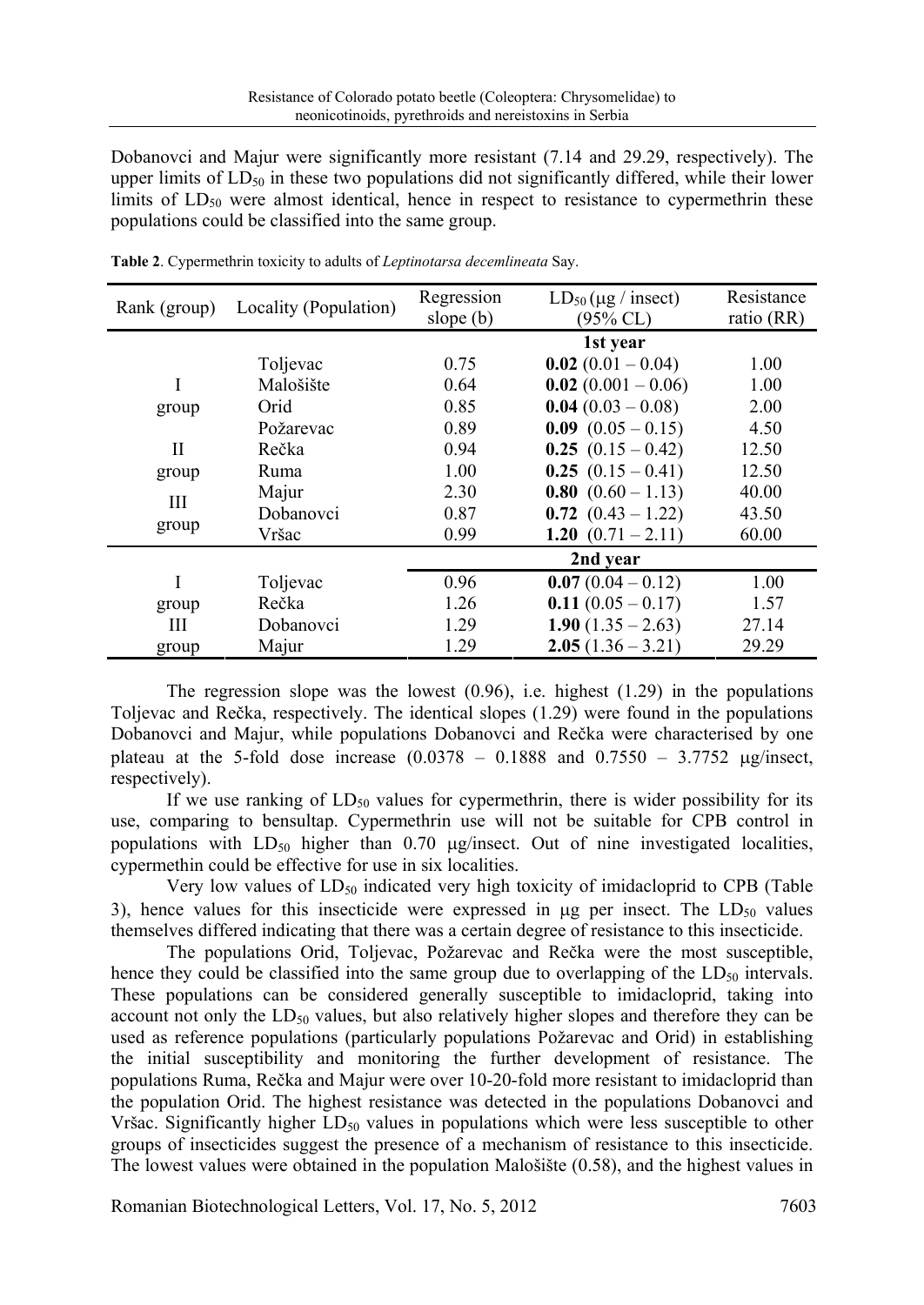Dobanovci and Majur were significantly more resistant (7.14 and 29.29, respectively). The upper limits of $LD_{50}$ in these two populations did not significantly differed, while their lower limits of $LD_{50}$ were almost identical, hence in respect to resistance to cypermethrin these populations could be classified into the same group.

**Table 2**. Cypermethrin toxicity to adults of *Leptinotarsa decemlineata* Say.

| Rank (group) | Locality (Population) | Regression slope (b) | $LD_{50}$ (μg / insect) (95% CL) | Resistance ratio (RR) |
|---|---|---|---|---|
| | | | **1st year** | |
| | Toljevac | 0.75 | **0.02** (0.01 – 0.04) | 1.00 |
| I | Malošište | 0.64 | **0.02** (0.001 – 0.06) | 1.00 |
| group | Orid | 0.85 | **0.04** (0.03 – 0.08) | 2.00 |
| | Požarevac | 0.89 | **0.09** (0.05 – 0.15) | 4.50 |
| II | Rečka | 0.94 | **0.25** (0.15 – 0.42) | 12.50 |
| group | Ruma | 1.00 | **0.25** (0.15 – 0.41) | 12.50 |
| III | Majur | 2.30 | **0.80** (0.60 – 1.13) | 40.00 |
| group | Dobanovci | 0.87 | **0.72** (0.43 – 1.22) | 43.50 |
| | Vršac | 0.99 | **1.20** (0.71 – 2.11) | 60.00 |
| | | | **2nd year** | |
| I | Toljevac | 0.96 | **0.07** (0.04 – 0.12) | 1.00 |
| group | Rečka | 1.26 | **0.11** (0.05 – 0.17) | 1.57 |
| III | Dobanovci | 1.29 | **1.90** (1.35 – 2.63) | 27.14 |
| group | Majur | 1.29 | **2.05** (1.36 – 3.21) | 29.29 |

The regression slope was the lowest (0.96), i.e. highest (1.29) in the populations Toljevac and Rečka, respectively. The identical slopes (1.29) were found in the populations Dobanovci and Majur, while populations Dobanovci and Rečka were characterised by one plateau at the 5-fold dose increase (0.0378 – 0.1888 and 0.7550 – 3.7752 μg/insect, respectively).

If we use ranking of $LD_{50}$ values for cypermethrin, there is wider possibility for its use, comparing to bensultap. Cypermethrin use will not be suitable for CPB control in populations with $LD_{50}$ higher than 0.70 μg/insect. Out of nine investigated localities, cypermethin could be effective for use in six localities.

Very low values of $LD_{50}$ indicated very high toxicity of imidacloprid to CPB (Table 3), hence values for this insecticide were expressed in μg per insect. The $LD_{50}$ values themselves differed indicating that there was a certain degree of resistance to this insecticide.

The populations Orid, Toljevac, Požarevac and Rečka were the most susceptible, hence they could be classified into the same group due to overlapping of the $LD_{50}$ intervals. These populations can be considered generally susceptible to imidacloprid, taking into account not only the $LD_{50}$ values, but also relatively higher slopes and therefore they can be used as reference populations (particularly populations Požarevac and Orid) in establishing the initial susceptibility and monitoring the further development of resistance. The populations Ruma, Rečka and Majur were over 10-20-fold more resistant to imidacloprid than the population Orid. The highest resistance was detected in the populations Dobanovci and Vršac. Significantly higher $LD_{50}$ values in populations which were less susceptible to other groups of insecticides suggest the presence of a mechanism of resistance to this insecticide. The lowest values were obtained in the population Malošište (0.58), and the highest values in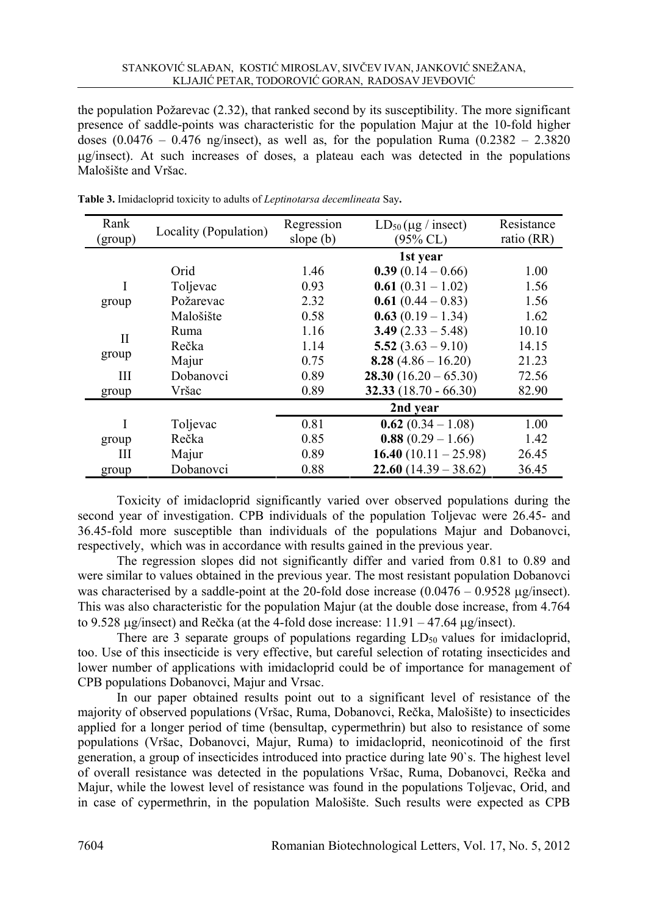the population Požarevac (2.32), that ranked second by its susceptibility. The more significant presence of saddle-points was characteristic for the population Majur at the 10-fold higher doses (0.0476 – 0.476 ng/insect), as well as, for the population Ruma (0.2382 – 2.3820 μg/insect). At such increases of doses, a plateau each was detected in the populations Malošište and Vršac.

**Table 3.** Imidacloprid toxicity to adults of *Leptinotarsa decemlineata* Say**.**

| Rank (group) | Locality (Population) | Regression slope (b) | $LD_{50}$ (μg / insect) (95% CL) | Resistance ratio (RR) |
|---|---|---|---|---|
| | | | **1st year** | |
| I group | Orid | 1.46 | **0.39** (0.14 – 0.66) | 1.00 |
| | Toljevac | 0.93 | **0.61** (0.31 – 1.02) | 1.56 |
| | Požarevac | 2.32 | **0.61** (0.44 – 0.83) | 1.56 |
| | Malošište | 0.58 | **0.63** (0.19 – 1.34) | 1.62 |
| II group | Ruma | 1.16 | **3.49** (2.33 – 5.48) | 10.10 |
| | Rečka | 1.14 | **5.52** (3.63 – 9.10) | 14.15 |
| | Majur | 0.75 | **8.28** (4.86 – 16.20) | 21.23 |
| III group | Dobanovci | 0.89 | **28.30** (16.20 – 65.30) | 72.56 |
| | Vršac | 0.89 | **32.33** (18.70 - 66.30) | 82.90 |
| | | | **2nd year** | |
| I group | Toljevac | 0.81 | **0.62** (0.34 – 1.08) | 1.00 |
| | Rečka | 0.85 | **0.88** (0.29 – 1.66) | 1.42 |
| III group | Majur | 0.89 | **16.40** (10.11 – 25.98) | 26.45 |
| | Dobanovci | 0.88 | **22.60** (14.39 – 38.62) | 36.45 |

Toxicity of imidacloprid significantly varied over observed populations during the second year of investigation. CPB individuals of the population Toljevac were 26.45- and 36.45-fold more susceptible than individuals of the populations Majur and Dobanovci, respectively, which was in accordance with results gained in the previous year.

The regression slopes did not significantly differ and varied from 0.81 to 0.89 and were similar to values obtained in the previous year. The most resistant population Dobanovci was characterised by a saddle-point at the 20-fold dose increase (0.0476 – 0.9528 μg/insect). This was also characteristic for the population Majur (at the double dose increase, from 4.764 to 9.528 μg/insect) and Rečka (at the 4-fold dose increase: 11.91 – 47.64 μg/insect).

There are 3 separate groups of populations regarding $LD_{50}$ values for imidacloprid, too. Use of this insecticide is very effective, but careful selection of rotating insecticides and lower number of applications with imidacloprid could be of importance for management of CPB populations Dobanovci, Majur and Vrsac.

In our paper obtained results point out to a significant level of resistance of the majority of observed populations (Vršac, Ruma, Dobanovci, Rečka, Malošište) to insecticides applied for a longer period of time (bensultap, cypermethrin) but also to resistance of some populations (Vršac, Dobanovci, Majur, Ruma) to imidacloprid, neonicotinoid of the first generation, a group of insecticides introduced into practice during late 90`s. The highest level of overall resistance was detected in the populations Vršac, Ruma, Dobanovci, Rečka and Majur, while the lowest level of resistance was found in the populations Toljevac, Orid, and in case of cypermethrin, in the population Malošište. Such results were expected as CPB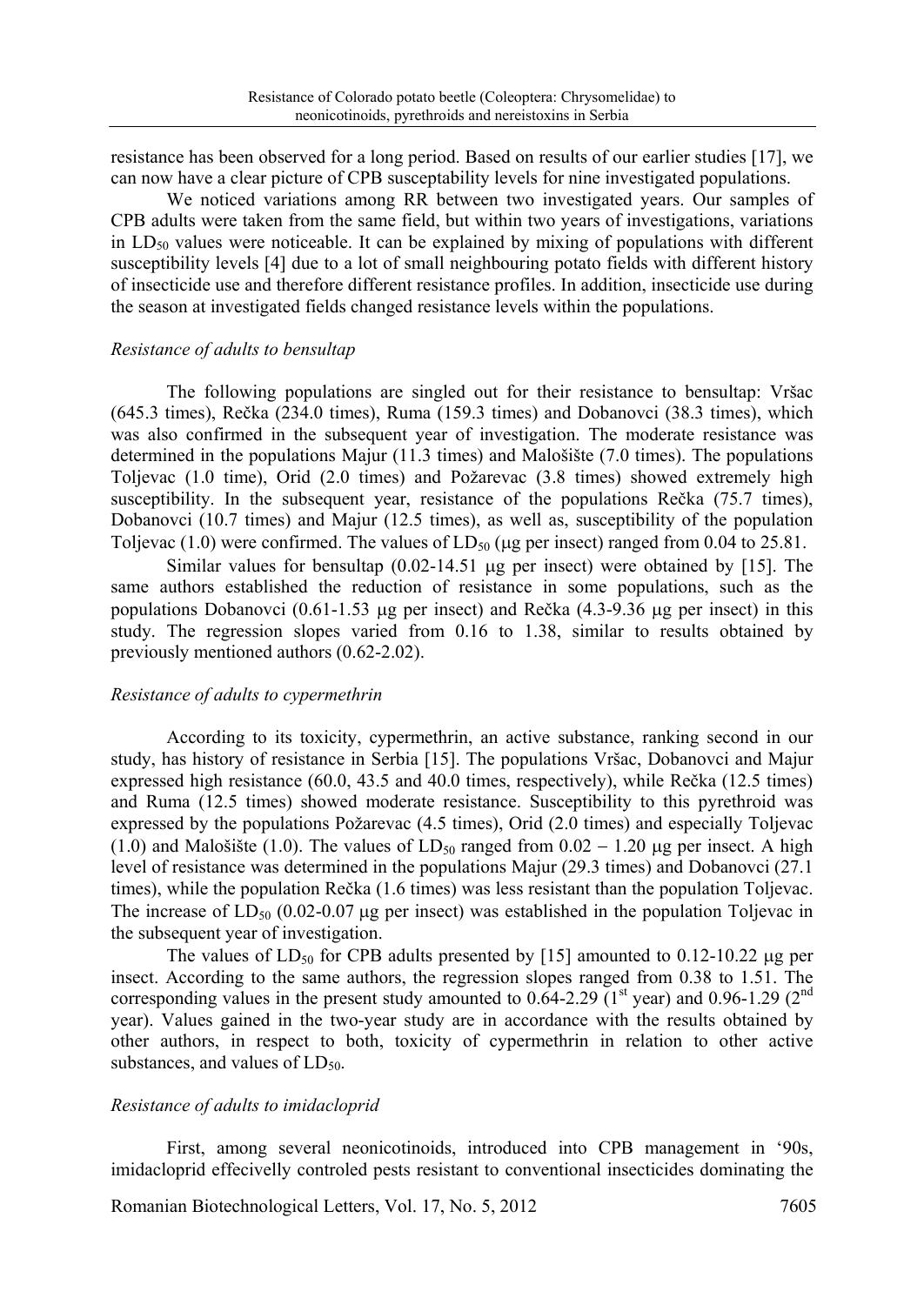resistance has been observed for a long period. Based on results of our earlier studies [17], we can now have a clear picture of CPB susceptibility levels for nine investigated populations.

We noticed variations among RR between two investigated years. Our samples of CPB adults were taken from the same field, but within two years of investigations, variations in $LD_{50}$ values were noticeable. It can be explained by mixing of populations with different susceptibility levels [4] due to a lot of small neighbouring potato fields with different history of insecticide use and therefore different resistance profiles. In addition, insecticide use during the season at investigated fields changed resistance levels within the populations.

### *Resistance of adults to bensultap*

The following populations are singled out for their resistance to bensultap: Vršac (645.3 times), Rečka (234.0 times), Ruma (159.3 times) and Dobanovci (38.3 times), which was also confirmed in the subsequent year of investigation. The moderate resistance was determined in the populations Majur (11.3 times) and Malošište (7.0 times). The populations Toljevac (1.0 time), Orid (2.0 times) and Požarevac (3.8 times) showed extremely high susceptibility. In the subsequent year, resistance of the populations Rečka (75.7 times), Dobanovci (10.7 times) and Majur (12.5 times), as well as, susceptibility of the population Toljevac (1.0) were confirmed. The values of $LD_{50}$ (μg per insect) ranged from 0.04 to 25.81.

Similar values for bensultap (0.02-14.51 μg per insect) were obtained by [15]. The same authors established the reduction of resistance in some populations, such as the populations Dobanovci (0.61-1.53 μg per insect) and Rečka (4.3-9.36 μg per insect) in this study. The regression slopes varied from 0.16 to 1.38, similar to results obtained by previously mentioned authors (0.62-2.02).

### *Resistance of adults to cypermethrin*

According to its toxicity, cypermethrin, an active substance, ranking second in our study, has history of resistance in Serbia [15]. The populations Vršac, Dobanovci and Majur expressed high resistance (60.0, 43.5 and 40.0 times, respectively), while Rečka (12.5 times) and Ruma (12.5 times) showed moderate resistance. Susceptibility to this pyrethroid was expressed by the populations Požarevac (4.5 times), Orid (2.0 times) and especially Toljevac (1.0) and Malošište (1.0). The values of $LD_{50}$ ranged from 0.02 − 1.20 μg per insect. A high level of resistance was determined in the populations Majur (29.3 times) and Dobanovci (27.1 times), while the population Rečka (1.6 times) was less resistant than the population Toljevac. The increase of $LD_{50}$ (0.02-0.07 μg per insect) was established in the population Toljevac in the subsequent year of investigation.

The values of $LD_{50}$ for CPB adults presented by [15] amounted to 0.12-10.22 μg per insect. According to the same authors, the regression slopes ranged from 0.38 to 1.51. The corresponding values in the present study amounted to 0.64-2.29 (1$^{st}$ year) and 0.96-1.29 (2$^{nd}$ year). Values gained in the two-year study are in accordance with the results obtained by other authors, in respect to both, toxicity of cypermethrin in relation to other active substances, and values of $LD_{50}$.

### *Resistance of adults to imidacloprid*

First, among several neonicotinoids, introduced into CPB management in '90s, imidacloprid effecivelly controled pests resistant to conventional insecticides dominating the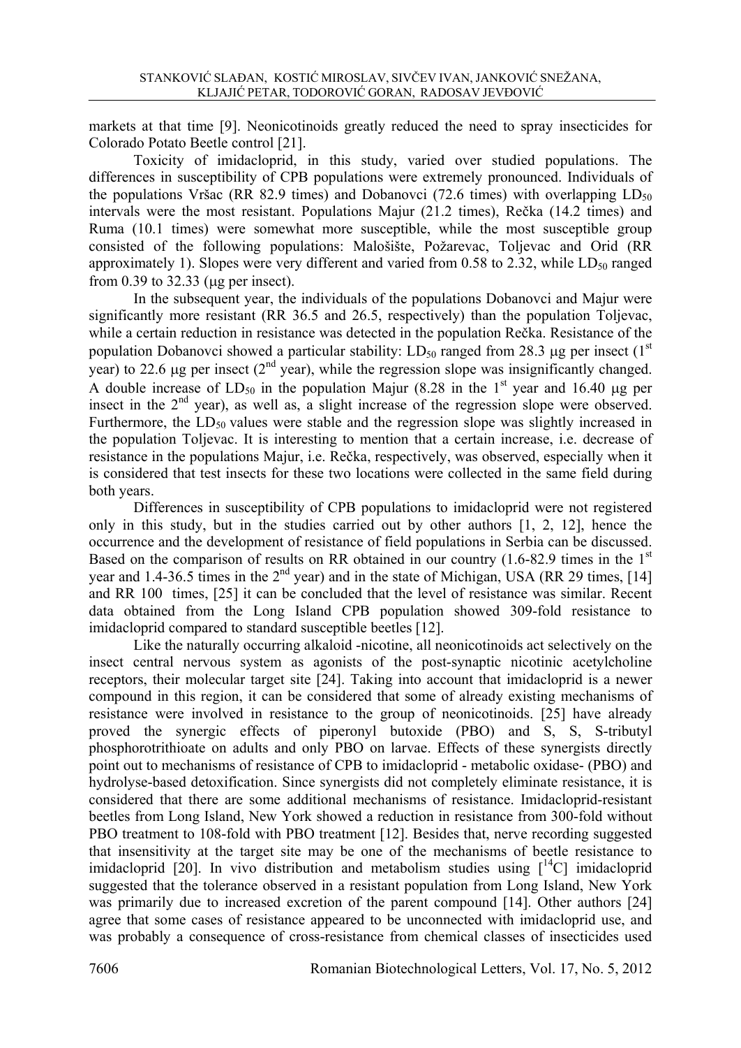markets at that time [9]. Neonicotinoids greatly reduced the need to spray insecticides for Colorado Potato Beetle control [21].

Toxicity of imidacloprid, in this study, varied over studied populations. The differences in susceptibility of CPB populations were extremely pronounced. Individuals of the populations Vršac (RR 82.9 times) and Dobanovci (72.6 times) with overlapping $LD_{50}$ intervals were the most resistant. Populations Majur (21.2 times), Rečka (14.2 times) and Ruma (10.1 times) were somewhat more susceptible, while the most susceptible group consisted of the following populations: Malošište, Požarevac, Toljevac and Orid (RR approximately 1). Slopes were very different and varied from 0.58 to 2.32, while $LD_{50}$ ranged from 0.39 to 32.33 (μg per insect).

In the subsequent year, the individuals of the populations Dobanovci and Majur were significantly more resistant (RR 36.5 and 26.5, respectively) than the population Toljevac, while a certain reduction in resistance was detected in the population Rečka. Resistance of the population Dobanovci showed a particular stability: $LD_{50}$ ranged from 28.3 μg per insect (1st year) to 22.6 μg per insect (2nd year), while the regression slope was insignificantly changed. A double increase of $LD_{50}$ in the population Majur (8.28 in the 1st year and 16.40 μg per insect in the 2nd year), as well as, a slight increase of the regression slope were observed. Furthermore, the $LD_{50}$ values were stable and the regression slope was slightly increased in the population Toljevac. It is interesting to mention that a certain increase, i.e. decrease of resistance in the populations Majur, i.e. Rečka, respectively, was observed, especially when it is considered that test insects for these two locations were collected in the same field during both years.

Differences in susceptibility of CPB populations to imidacloprid were not registered only in this study, but in the studies carried out by other authors [1, 2, 12], hence the occurrence and the development of resistance of field populations in Serbia can be discussed. Based on the comparison of results on RR obtained in our country (1.6-82.9 times in the 1st year and 1.4-36.5 times in the 2nd year) and in the state of Michigan, USA (RR 29 times, [14] and RR 100 times, [25] it can be concluded that the level of resistance was similar. Recent data obtained from the Long Island CPB population showed 309-fold resistance to imidacloprid compared to standard susceptible beetles [12].

Like the naturally occurring alkaloid -nicotine, all neonicotinoids act selectively on the insect central nervous system as agonists of the post-synaptic nicotinic acetylcholine receptors, their molecular target site [24]. Taking into account that imidacloprid is a newer compound in this region, it can be considered that some of already existing mechanisms of resistance were involved in resistance to the group of neonicotinoids. [25] have already proved the synergic effects of piperonyl butoxide (PBO) and S, S, S-tributyl phosphorotrithioate on adults and only PBO on larvae. Effects of these synergists directly point out to mechanisms of resistance of CPB to imidacloprid - metabolic oxidase- (PBO) and hydrolyse-based detoxification. Since synergists did not completely eliminate resistance, it is considered that there are some additional mechanisms of resistance. Imidacloprid-resistant beetles from Long Island, New York showed a reduction in resistance from 300-fold without PBO treatment to 108-fold with PBO treatment [12]. Besides that, nerve recording suggested that insensitivity at the target site may be one of the mechanisms of beetle resistance to imidacloprid [20]. In vivo distribution and metabolism studies using [$^{14}$C] imidacloprid suggested that the tolerance observed in a resistant population from Long Island, New York was primarily due to increased excretion of the parent compound [14]. Other authors [24] agree that some cases of resistance appeared to be unconnected with imidacloprid use, and was probably a consequence of cross-resistance from chemical classes of insecticides used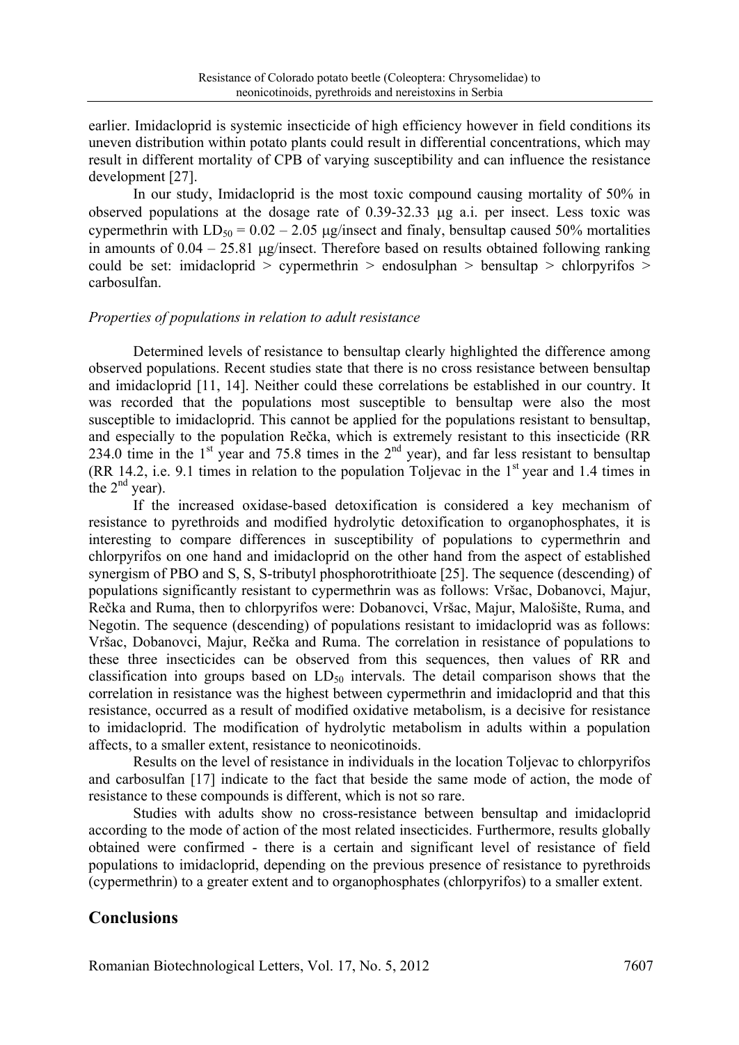earlier. Imidacloprid is systemic insecticide of high efficiency however in field conditions its uneven distribution within potato plants could result in differential concentrations, which may result in different mortality of CPB of varying susceptibility and can influence the resistance development [27].

In our study, Imidacloprid is the most toxic compound causing mortality of 50% in observed populations at the dosage rate of 0.39-32.33 μg a.i. per insect. Less toxic was cypermethrin with $LD_{50}$ = 0.02 – 2.05 μg/insect and finaly, bensultap caused 50% mortalities in amounts of 0.04 – 25.81 μg/insect. Therefore based on results obtained following ranking could be set: imidacloprid > cypermethrin > endosulphan > bensultap > chlorpyrifos > carbosulfan.

*Properties of populations in relation to adult resistance*

Determined levels of resistance to bensultap clearly highlighted the difference among observed populations. Recent studies state that there is no cross resistance between bensultap and imidacloprid [11, 14]. Neither could these correlations be established in our country. It was recorded that the populations most susceptible to bensultap were also the most susceptible to imidacloprid. This cannot be applied for the populations resistant to bensultap, and especially to the population Rečka, which is extremely resistant to this insecticide (RR 234.0 time in the 1st year and 75.8 times in the 2nd year), and far less resistant to bensultap (RR 14.2, i.e. 9.1 times in relation to the population Toljevac in the 1st year and 1.4 times in the 2nd year).

If the increased oxidase-based detoxification is considered a key mechanism of resistance to pyrethroids and modified hydrolytic detoxification to organophosphates, it is interesting to compare differences in susceptibility of populations to cypermethrin and chlorpyrifos on one hand and imidacloprid on the other hand from the aspect of established synergism of PBO and S, S, S-tributyl phosphorotrithioate [25]. The sequence (descending) of populations significantly resistant to cypermethrin was as follows: Vršac, Dobanovci, Majur, Rečka and Ruma, then to chlorpyrifos were: Dobanovci, Vršac, Majur, Malošište, Ruma, and Negotin. The sequence (descending) of populations resistant to imidacloprid was as follows: Vršac, Dobanovci, Majur, Rečka and Ruma. The correlation in resistance of populations to these three insecticides can be observed from this sequences, then values of RR and classification into groups based on $LD_{50}$ intervals. The detail comparison shows that the correlation in resistance was the highest between cypermethrin and imidacloprid and that this resistance, occurred as a result of modified oxidative metabolism, is a decisive for resistance to imidacloprid. The modification of hydrolytic metabolism in adults within a population affects, to a smaller extent, resistance to neonicotinoids.

Results on the level of resistance in individuals in the location Toljevac to chlorpyrifos and carbosulfan [17] indicate to the fact that beside the same mode of action, the mode of resistance to these compounds is different, which is not so rare.

Studies with adults show no cross-resistance between bensultap and imidacloprid according to the mode of action of the most related insecticides. Furthermore, results globally obtained were confirmed - there is a certain and significant level of resistance of field populations to imidacloprid, depending on the previous presence of resistance to pyrethroids (cypermethrin) to a greater extent and to organophosphates (chlorpyrifos) to a smaller extent.

## Conclusions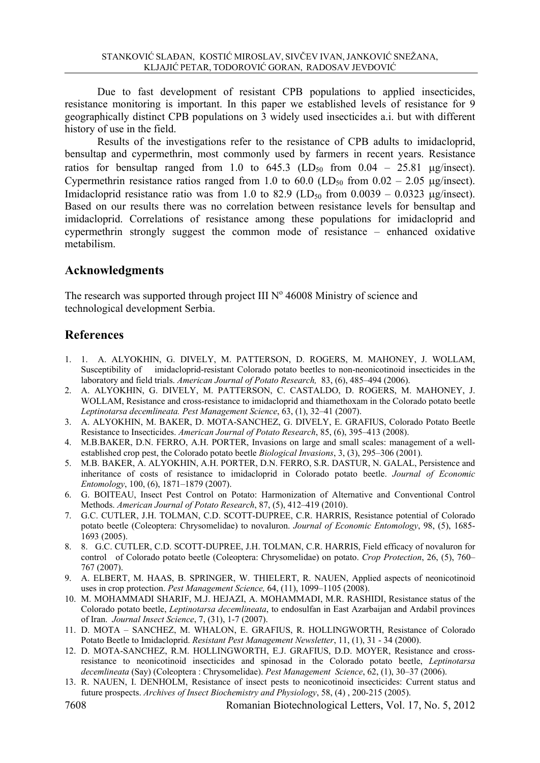Due to fast development of resistant CPB populations to applied insecticides, resistance monitoring is important. In this paper we established levels of resistance for 9 geographically distinct CPB populations on 3 widely used insecticides a.i. but with different history of use in the field.

Results of the investigations refer to the resistance of CPB adults to imidacloprid, bensultap and cypermethrin, most commonly used by farmers in recent years. Resistance ratios for bensultap ranged from 1.0 to 645.3 ($LD_{50}$ from 0.04 – 25.81 μg/insect). Cypermethrin resistance ratios ranged from 1.0 to 60.0 ($LD_{50}$ from 0.02 – 2.05 μg/insect). Imidacloprid resistance ratio was from 1.0 to 82.9 ($LD_{50}$ from 0.0039 – 0.0323 μg/insect). Based on our results there was no correlation between resistance levels for bensultap and imidacloprid. Correlations of resistance among these populations for imidacloprid and cypermethrin strongly suggest the common mode of resistance – enhanced oxidative metabilism.

## Acknowledgments

The research was supported through project III N° 46008 Ministry of science and technological development Serbia.

## References

1. 1. A. ALYOKHIN, G. DIVELY, M. PATTERSON, D. ROGERS, M. MAHONEY, J. WOLLAM, Susceptibility of imidacloprid-resistant Colorado potato beetles to non-neonicotinoid insecticides in the laboratory and field trials. *American Journal of Potato Research,* 83, (6), 485–494 (2006).
2. A. ALYOKHIN, G. DIVELY, M. PATTERSON, C. CASTALDO, D. ROGERS, M. MAHONEY, J. WOLLAM, Resistance and cross-resistance to imidacloprid and thiamethoxam in the Colorado potato beetle *Leptinotarsa decemlineata. Pest Management Science*, 63, (1), 32–41 (2007).
3. A. ALYOKHIN, M. BAKER, D. MOTA-SANCHEZ, G. DIVELY, E. GRAFIUS, Colorado Potato Beetle Resistance to Insecticides. *American Journal of Potato Research*, 85, (6), 395–413 (2008).
4. M.B.BAKER, D.N. FERRO, A.H. PORTER, Invasions on large and small scales: management of a well-established crop pest, the Colorado potato beetle *Biological Invasions*, 3, (3), 295–306 (2001).
5. M.B. BAKER, A. ALYOKHIN, A.H. PORTER, D.N. FERRO, S.R. DASTUR, N. GALAL, Persistence and inheritance of costs of resistance to imidacloprid in Colorado potato beetle. *Journal of Economic Entomology*, 100, (6), 1871–1879 (2007).
6. G. BOITEAU, Insect Pest Control on Potato: Harmonization of Alternative and Conventional Control Methods. *American Journal of Potato Research*, 87, (5), 412–419 (2010).
7. G.C. CUTLER, J.H. TOLMAN, C.D. SCOTT-DUPREE, C.R. HARRIS, Resistance potential of Colorado potato beetle (Coleoptera: Chrysomelidae) to novaluron. *Journal of Economic Entomology*, 98, (5), 1685-1693 (2005).
8. 8. G.C. CUTLER, C.D. SCOTT-DUPREE, J.H. TOLMAN, C.R. HARRIS, Field efficacy of novaluron for control of Colorado potato beetle (Coleoptera: Chrysomelidae) on potato. *Crop Protection*, 26, (5), 760–767 (2007).
9. A. ELBERT, M. HAAS, B. SPRINGER, W. THIELERT, R. NAUEN, Applied aspects of neonicotinoid uses in crop protection. *Pest Management Science,* 64, (11), 1099–1105 (2008).
10. M. MOHAMMADI SHARIF, M.J. HEJAZI, A. MOHAMMADI, M.R. RASHIDI, Resistance status of the Colorado potato beetle, *Leptinotarsa decemlineata*, to endosulfan in East Azarbaijan and Ardabil provinces of Iran. *Journal Insect Science*, 7, (31), 1-7 (2007).
11. D. MOTA – SANCHEZ, M. WHALON, E. GRAFIUS, R. HOLLINGWORTH, Resistance of Colorado Potato Beetle to Imidacloprid. *Resistant Pest Management Newsletter*, 11, (1), 31 - 34 (2000).
12. D. MOTA-SANCHEZ, R.M. HOLLINGWORTH, E.J. GRAFIUS, D.D. MOYER, Resistance and cross-resistance to neonicotinoid insecticides and spinosad in the Colorado potato beetle, *Leptinotarsa decemlineata* (Say) (Coleoptera : Chrysomelidae). *Pest Management Science*, 62, (1), 30–37 (2006).
13. R. NAUEN, I. DENHOLM, Resistance of insect pests to neonicotinoid insecticides: Current status and future prospects. *Archives of Insect Biochemistry and Physiology*, 58, (4) , 200-215 (2005).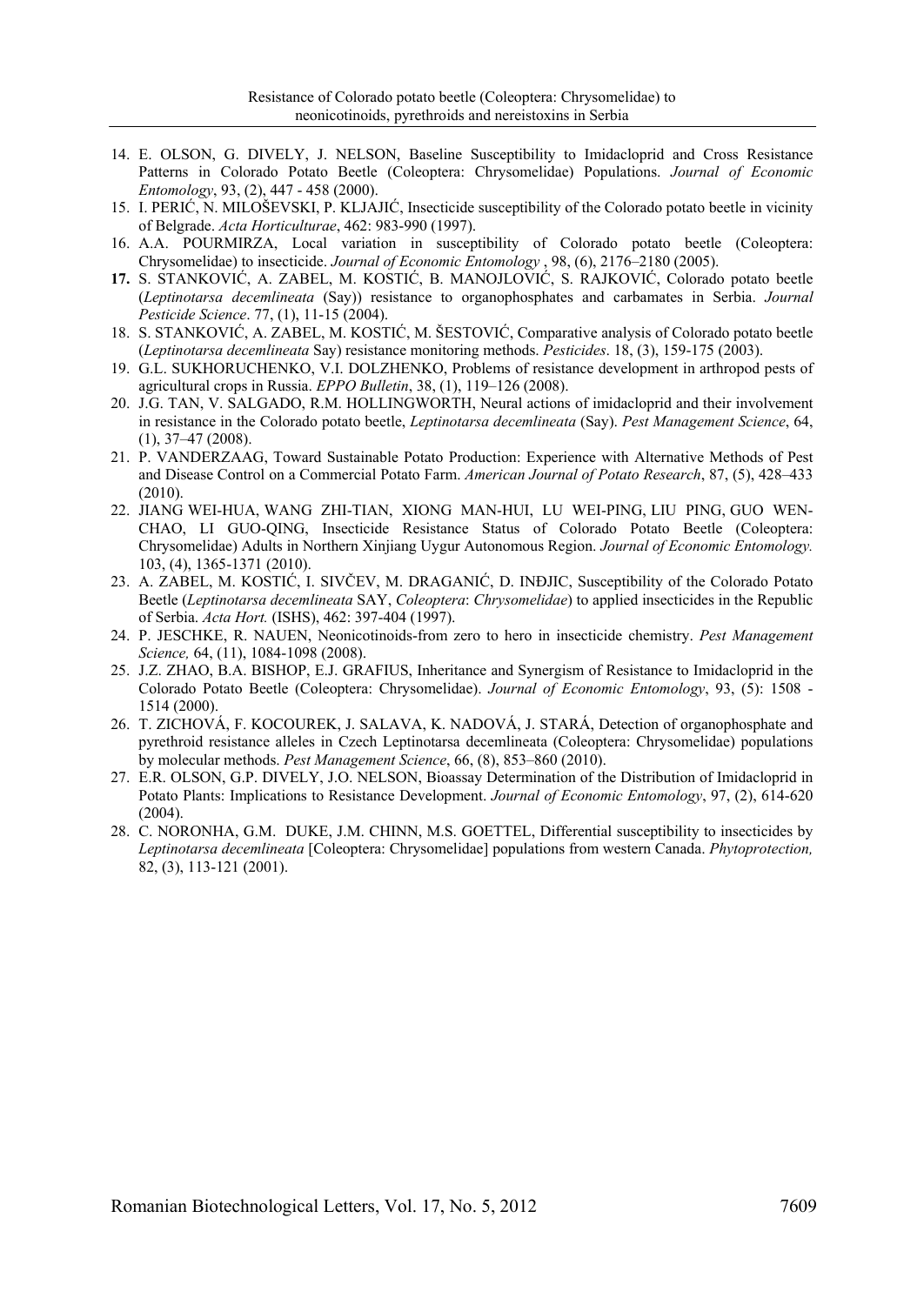14. E. OLSON, G. DIVELY, J. NELSON, Baseline Susceptibility to Imidacloprid and Cross Resistance Patterns in Colorado Potato Beetle (Coleoptera: Chrysomelidae) Populations. *Journal of Economic Entomology*, 93, (2), 447 - 458 (2000).
15. I. PERIĆ, N. MILOŠEVSKI, P. KLJAJIĆ, Insecticide susceptibility of the Colorado potato beetle in vicinity of Belgrade. *Acta Horticulturae*, 462: 983-990 (1997).
16. A.A. POURMIRZA, Local variation in susceptibility of Colorado potato beetle (Coleoptera: Chrysomelidae) to insecticide. *Journal of Economic Entomology* , 98, (6), 2176–2180 (2005).
17. S. STANKOVIĆ, A. ZABEL, M. KOSTIĆ, B. MANOJLOVIĆ, S. RAJKOVIĆ, Colorado potato beetle (*Leptinotarsa decemlineata* (Say)) resistance to organophosphates and carbamates in Serbia. *Journal Pesticide Science*. 77, (1), 11-15 (2004).
18. S. STANKOVIĆ, A. ZABEL, M. KOSTIĆ, M. ŠESTOVIĆ, Comparative analysis of Colorado potato beetle (*Leptinotarsa decemlineata* Say) resistance monitoring methods. *Pesticides*. 18, (3), 159-175 (2003).
19. G.L. SUKHORUCHENKO, V.I. DOLZHENKO, Problems of resistance development in arthropod pests of agricultural crops in Russia. *EPPO Bulletin*, 38, (1), 119–126 (2008).
20. J.G. TAN, V. SALGADO, R.M. HOLLINGWORTH, Neural actions of imidacloprid and their involvement in resistance in the Colorado potato beetle, *Leptinotarsa decemlineata* (Say). *Pest Management Science*, 64, (1), 37–47 (2008).
21. P. VANDERZAAG, Toward Sustainable Potato Production: Experience with Alternative Methods of Pest and Disease Control on a Commercial Potato Farm. *American Journal of Potato Research*, 87, (5), 428–433 (2010).
22. JIANG WEI-HUA, WANG ZHI-TIAN, XIONG MAN-HUI, LU WEI-PING, LIU PING, GUO WEN-CHAO, LI GUO-QING, Insecticide Resistance Status of Colorado Potato Beetle (Coleoptera: Chrysomelidae) Adults in Northern Xinjiang Uygur Autonomous Region. *Journal of Economic Entomology.* 103, (4), 1365-1371 (2010).
23. A. ZABEL, M. KOSTIĆ, I. SIVČEV, M. DRAGANIĆ, D. INĐIC, Susceptibility of the Colorado Potato Beetle (*Leptinotarsa decemlineata* SAY, *Coleoptera*: *Chrysomelidae*) to applied insecticides in the Republic of Serbia. *Acta Hort.* (ISHS), 462: 397-404 (1997).
24. P. JESCHKE, R. NAUEN, Neonicotinoids-from zero to hero in insecticide chemistry. *Pest Management Science,* 64, (11), 1084-1098 (2008).
25. J.Z. ZHAO, B.A. BISHOP, E.J. GRAFIUS, Inheritance and Synergism of Resistance to Imidacloprid in the Colorado Potato Beetle (Coleoptera: Chrysomelidae). *Journal of Economic Entomology*, 93, (5): 1508 - 1514 (2000).
26. T. ZICHOVÁ, F. KOCOUREK, J. SALAVA, K. NADOVÁ, J. STARÁ, Detection of organophosphate and pyrethroid resistance alleles in Czech Leptinotarsa decemlineata (Coleoptera: Chrysomelidae) populations by molecular methods. *Pest Management Science*, 66, (8), 853–860 (2010).
27. E.R. OLSON, G.P. DIVELY, J.O. NELSON, Bioassay Determination of the Distribution of Imidacloprid in Potato Plants: Implications to Resistance Development. *Journal of Economic Entomology*, 97, (2), 614-620 (2004).
28. C. NORONHA, G.M. DUKE, J.M. CHINN, M.S. GOETTEL, Differential susceptibility to insecticides by *Leptinotarsa decemlineata* [Coleoptera: Chrysomelidae] populations from western Canada. *Phytoprotection,* 82, (3), 113-121 (2001).